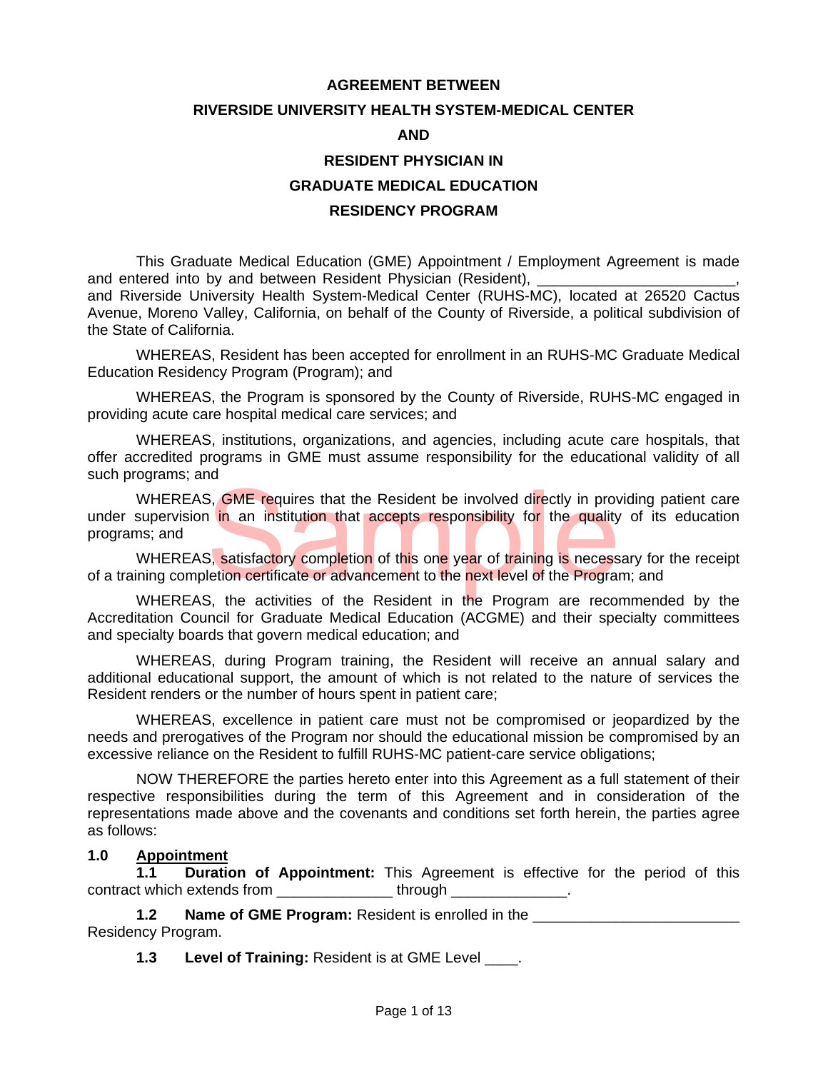# AGREEMENT BETWEEN RIVERSIDE UNIVERSITY HEALTH SYSTEM-MEDICAL CENTER AND RESIDENT PHYSICIAN IN GRADUATE MEDICAL EDUCATION RESIDENCY PROGRAM

This Graduate Medical Education (GME) Appointment / Employment Agreement is made and entered into by and between Resident Physician (Resident), ________________________, and Riverside University Health System-Medical Center (RUHS-MC), located at 26520 Cactus Avenue, Moreno Valley, California, on behalf of the County of Riverside, a political subdivision of the State of California.

WHEREAS, Resident has been accepted for enrollment in an RUHS-MC Graduate Medical Education Residency Program (Program); and

WHEREAS, the Program is sponsored by the County of Riverside, RUHS-MC engaged in providing acute care hospital medical care services; and

WHEREAS, institutions, organizations, and agencies, including acute care hospitals, that offer accredited programs in GME must assume responsibility for the educational validity of all such programs; and

WHEREAS, GME requires that the Resident be involved directly in providing patient care under supervision in an institution that accepts responsibility for the quality of its education programs; and

WHEREAS, satisfactory completion of this one year of training is necessary for the receipt of a training completion certificate or advancement to the next level of the Program; and

WHEREAS, the activities of the Resident in the Program are recommended by the Accreditation Council for Graduate Medical Education (ACGME) and their specialty committees and specialty boards that govern medical education; and

WHEREAS, during Program training, the Resident will receive an annual salary and additional educational support, the amount of which is not related to the nature of services the Resident renders or the number of hours spent in patient care;

WHEREAS, excellence in patient care must not be compromised or jeopardized by the needs and prerogatives of the Program nor should the educational mission be compromised by an excessive reliance on the Resident to fulfill RUHS-MC patient-care service obligations;

NOW THEREFORE the parties hereto enter into this Agreement as a full statement of their respective responsibilities during the term of this Agreement and in consideration of the representations made above and the covenants and conditions set forth herein, the parties agree as follows:

## 1.0 Appointment

**1.1 Duration of Appointment:** This Agreement is effective for the period of this contract which extends from ______________ through ______________.

**1.2 Name of GME Program:** Resident is enrolled in the _________________________ Residency Program.

**1.3 Level of Training:** Resident is at GME Level ____.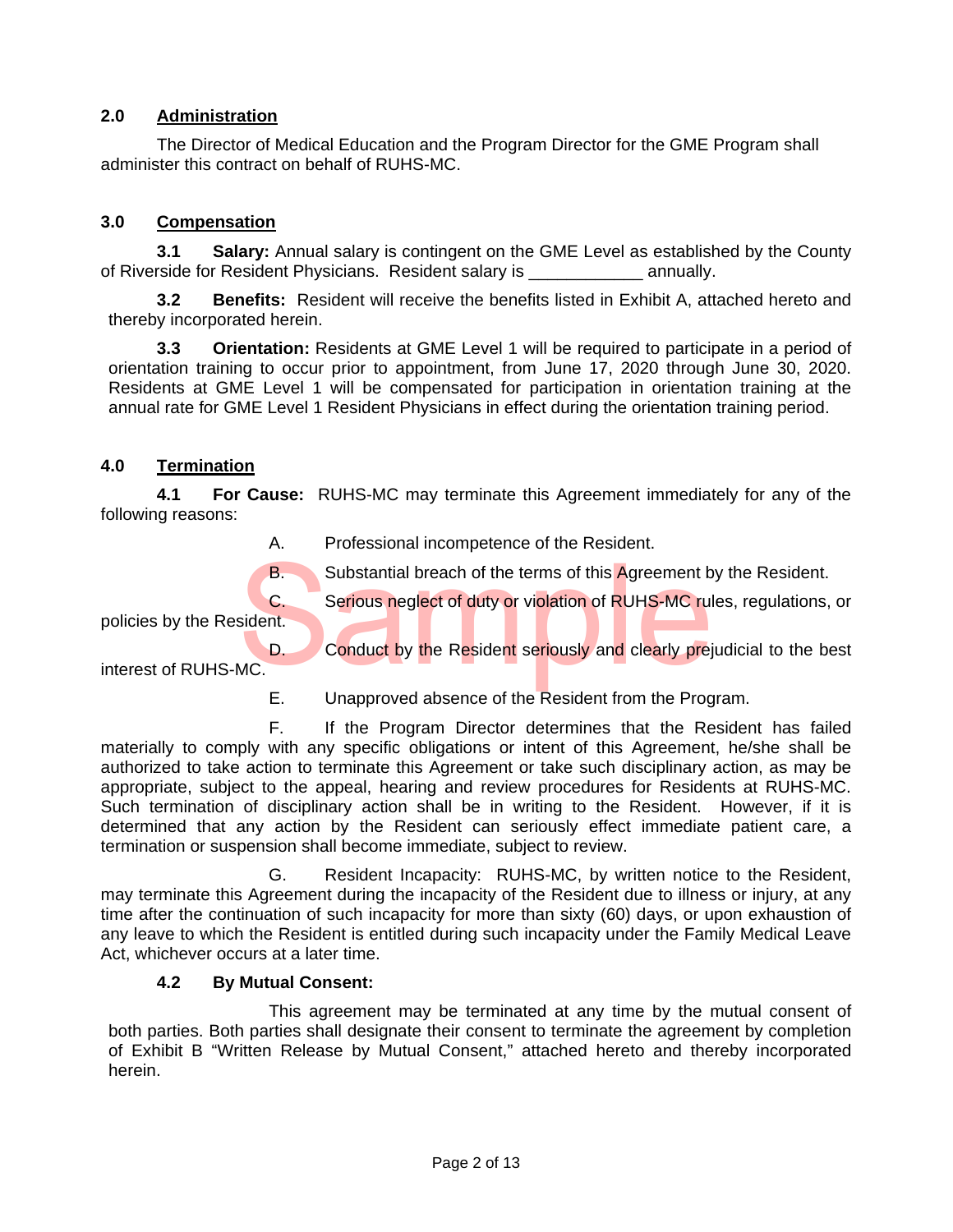## 2.0 Administration

The Director of Medical Education and the Program Director for the GME Program shall administer this contract on behalf of RUHS-MC.

## 3.0 Compensation

**3.1 Salary:** Annual salary is contingent on the GME Level as established by the County of Riverside for Resident Physicians. Resident salary is ____________ annually.

**3.2 Benefits:** Resident will receive the benefits listed in Exhibit A, attached hereto and thereby incorporated herein.

**3.3 Orientation:** Residents at GME Level 1 will be required to participate in a period of orientation training to occur prior to appointment, from June 17, 2020 through June 30, 2020. Residents at GME Level 1 will be compensated for participation in orientation training at the annual rate for GME Level 1 Resident Physicians in effect during the orientation training period.

## 4.0 Termination

**4.1 For Cause:** RUHS-MC may terminate this Agreement immediately for any of the following reasons:

A. Professional incompetence of the Resident.

B. Substantial breach of the terms of this Agreement by the Resident.

C. Serious neglect of duty or violation of RUHS-MC rules, regulations, or policies by the Resident.

D. Conduct by the Resident seriously and clearly prejudicial to the best interest of RUHS-MC.

E. Unapproved absence of the Resident from the Program.

F. If the Program Director determines that the Resident has failed materially to comply with any specific obligations or intent of this Agreement, he/she shall be authorized to take action to terminate this Agreement or take such disciplinary action, as may be appropriate, subject to the appeal, hearing and review procedures for Residents at RUHS-MC. Such termination of disciplinary action shall be in writing to the Resident. However, if it is determined that any action by the Resident can seriously effect immediate patient care, a termination or suspension shall become immediate, subject to review.

G. Resident Incapacity: RUHS-MC, by written notice to the Resident, may terminate this Agreement during the incapacity of the Resident due to illness or injury, at any time after the continuation of such incapacity for more than sixty (60) days, or upon exhaustion of any leave to which the Resident is entitled during such incapacity under the Family Medical Leave Act, whichever occurs at a later time.

**4.2 By Mutual Consent:**

This agreement may be terminated at any time by the mutual consent of both parties. Both parties shall designate their consent to terminate the agreement by completion of Exhibit B "Written Release by Mutual Consent," attached hereto and thereby incorporated herein.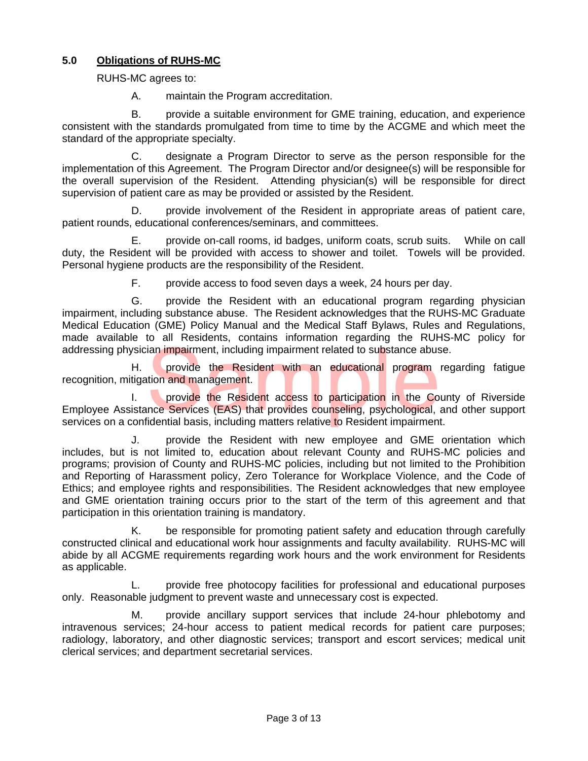## 5.0 **Obligations of RUHS-MC**

RUHS-MC agrees to:

A. maintain the Program accreditation.

B. provide a suitable environment for GME training, education, and experience consistent with the standards promulgated from time to time by the ACGME and which meet the standard of the appropriate specialty.

C. designate a Program Director to serve as the person responsible for the implementation of this Agreement. The Program Director and/or designee(s) will be responsible for the overall supervision of the Resident. Attending physician(s) will be responsible for direct supervision of patient care as may be provided or assisted by the Resident.

D. provide involvement of the Resident in appropriate areas of patient care, patient rounds, educational conferences/seminars, and committees.

E. provide on-call rooms, id badges, uniform coats, scrub suits. While on call duty, the Resident will be provided with access to shower and toilet. Towels will be provided. Personal hygiene products are the responsibility of the Resident.

F. provide access to food seven days a week, 24 hours per day.

G. provide the Resident with an educational program regarding physician impairment, including substance abuse. The Resident acknowledges that the RUHS-MC Graduate Medical Education (GME) Policy Manual and the Medical Staff Bylaws, Rules and Regulations, made available to all Residents, contains information regarding the RUHS-MC policy for addressing physician impairment, including impairment related to substance abuse.

H. provide the Resident with an educational program regarding fatigue recognition, mitigation and management.

I. provide the Resident access to participation in the County of Riverside Employee Assistance Services (EAS) that provides counseling, psychological, and other support services on a confidential basis, including matters relative to Resident impairment.

J. provide the Resident with new employee and GME orientation which includes, but is not limited to, education about relevant County and RUHS-MC policies and programs; provision of County and RUHS-MC policies, including but not limited to the Prohibition and Reporting of Harassment policy, Zero Tolerance for Workplace Violence, and the Code of Ethics; and employee rights and responsibilities. The Resident acknowledges that new employee and GME orientation training occurs prior to the start of the term of this agreement and that participation in this orientation training is mandatory.

K. be responsible for promoting patient safety and education through carefully constructed clinical and educational work hour assignments and faculty availability. RUHS-MC will abide by all ACGME requirements regarding work hours and the work environment for Residents as applicable.

L. provide free photocopy facilities for professional and educational purposes only. Reasonable judgment to prevent waste and unnecessary cost is expected.

M. provide ancillary support services that include 24-hour phlebotomy and intravenous services; 24-hour access to patient medical records for patient care purposes; radiology, laboratory, and other diagnostic services; transport and escort services; medical unit clerical services; and department secretarial services.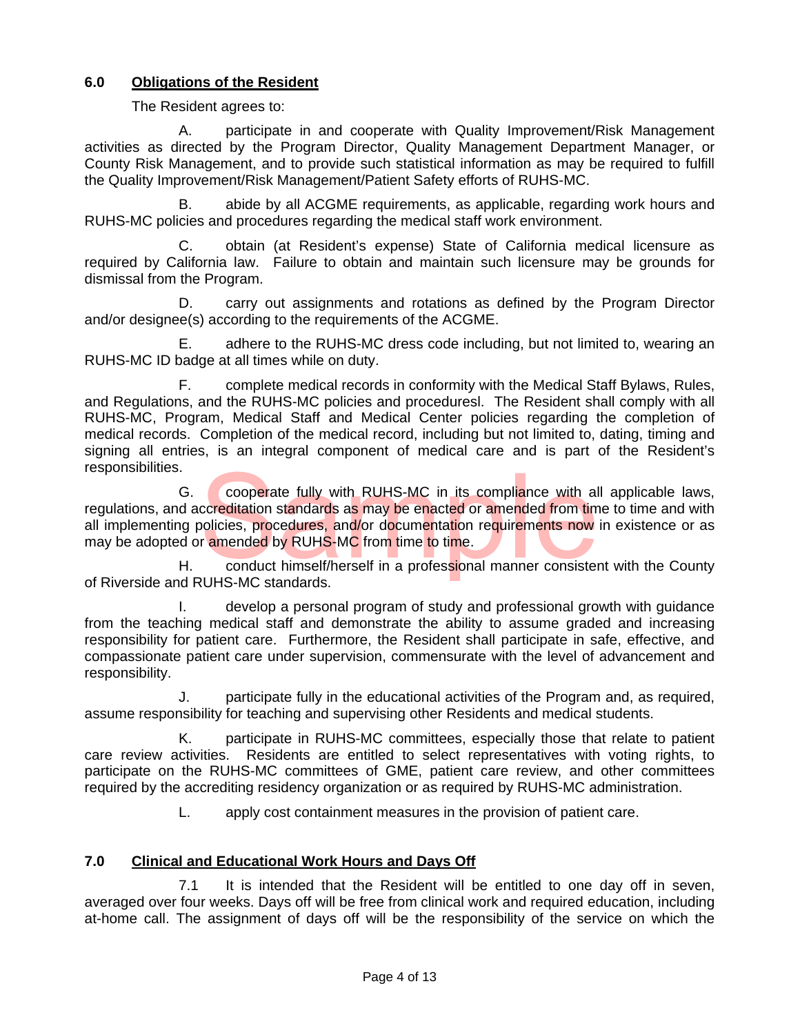## 6.0 Obligations of the Resident

The Resident agrees to:

A. participate in and cooperate with Quality Improvement/Risk Management activities as directed by the Program Director, Quality Management Department Manager, or County Risk Management, and to provide such statistical information as may be required to fulfill the Quality Improvement/Risk Management/Patient Safety efforts of RUHS-MC.

B. abide by all ACGME requirements, as applicable, regarding work hours and RUHS-MC policies and procedures regarding the medical staff work environment.

C. obtain (at Resident's expense) State of California medical licensure as required by California law. Failure to obtain and maintain such licensure may be grounds for dismissal from the Program.

D. carry out assignments and rotations as defined by the Program Director and/or designee(s) according to the requirements of the ACGME.

E. adhere to the RUHS-MC dress code including, but not limited to, wearing an RUHS-MC ID badge at all times while on duty.

F. complete medical records in conformity with the Medical Staff Bylaws, Rules, and Regulations, and the RUHS-MC policies and proceduresl. The Resident shall comply with all RUHS-MC, Program, Medical Staff and Medical Center policies regarding the completion of medical records. Completion of the medical record, including but not limited to, dating, timing and signing all entries, is an integral component of medical care and is part of the Resident's responsibilities.

G. cooperate fully with RUHS-MC in its compliance with all applicable laws, regulations, and accreditation standards as may be enacted or amended from time to time and with all implementing policies, procedures, and/or documentation requirements now in existence or as may be adopted or amended by RUHS-MC from time to time.

H. conduct himself/herself in a professional manner consistent with the County of Riverside and RUHS-MC standards.

I. develop a personal program of study and professional growth with guidance from the teaching medical staff and demonstrate the ability to assume graded and increasing responsibility for patient care. Furthermore, the Resident shall participate in safe, effective, and compassionate patient care under supervision, commensurate with the level of advancement and responsibility.

J. participate fully in the educational activities of the Program and, as required, assume responsibility for teaching and supervising other Residents and medical students.

K. participate in RUHS-MC committees, especially those that relate to patient care review activities. Residents are entitled to select representatives with voting rights, to participate on the RUHS-MC committees of GME, patient care review, and other committees required by the accrediting residency organization or as required by RUHS-MC administration.

L. apply cost containment measures in the provision of patient care.

## 7.0 Clinical and Educational Work Hours and Days Off

7.1 It is intended that the Resident will be entitled to one day off in seven, averaged over four weeks. Days off will be free from clinical work and required education, including at-home call. The assignment of days off will be the responsibility of the service on which the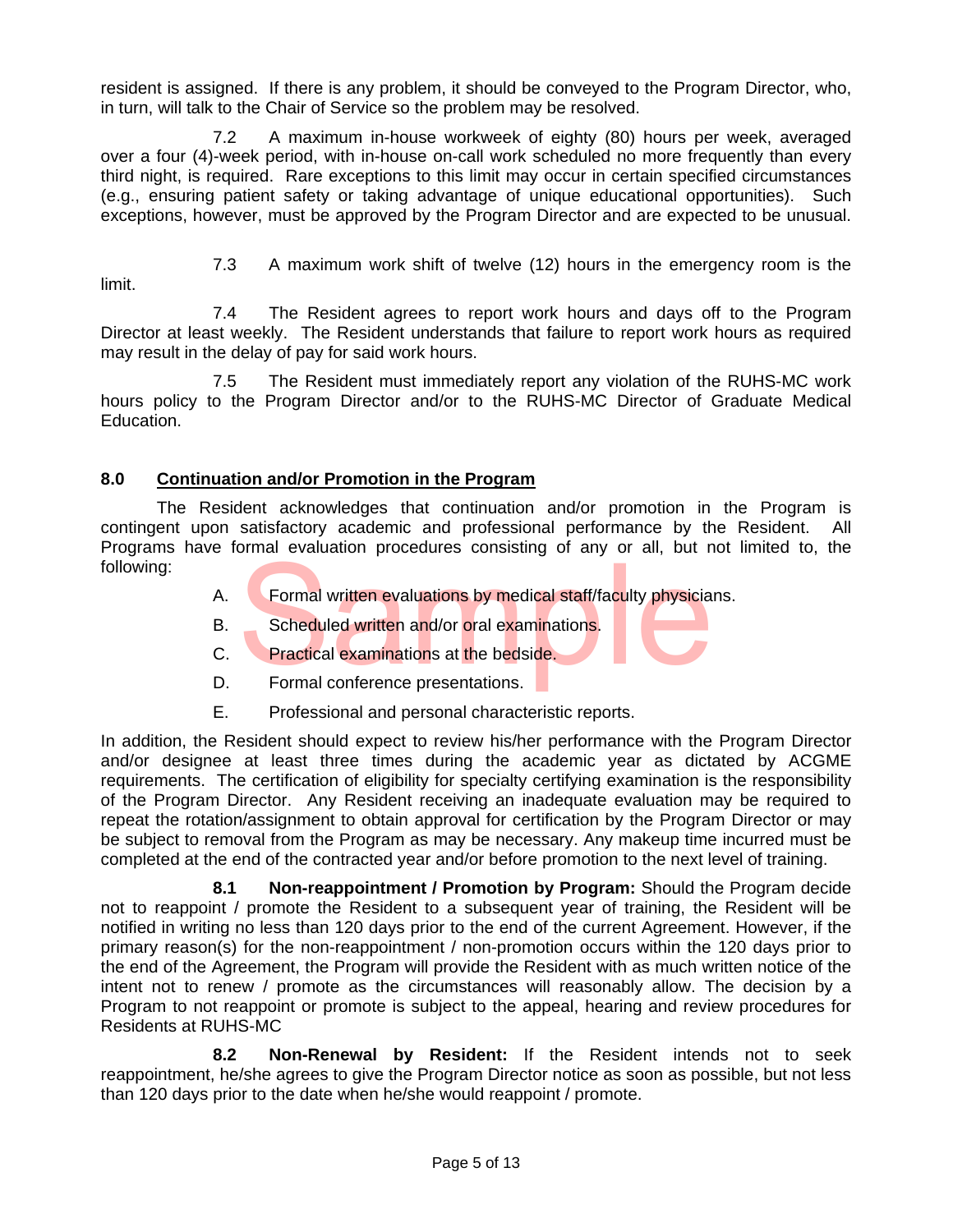resident is assigned. If there is any problem, it should be conveyed to the Program Director, who, in turn, will talk to the Chair of Service so the problem may be resolved.

7.2 A maximum in-house workweek of eighty (80) hours per week, averaged over a four (4)-week period, with in-house on-call work scheduled no more frequently than every third night, is required. Rare exceptions to this limit may occur in certain specified circumstances (e.g., ensuring patient safety or taking advantage of unique educational opportunities). Such exceptions, however, must be approved by the Program Director and are expected to be unusual.

7.3 A maximum work shift of twelve (12) hours in the emergency room is the limit.

7.4 The Resident agrees to report work hours and days off to the Program Director at least weekly. The Resident understands that failure to report work hours as required may result in the delay of pay for said work hours.

7.5 The Resident must immediately report any violation of the RUHS-MC work hours policy to the Program Director and/or to the RUHS-MC Director of Graduate Medical Education.

## 8.0 Continuation and/or Promotion in the Program

The Resident acknowledges that continuation and/or promotion in the Program is contingent upon satisfactory academic and professional performance by the Resident. All Programs have formal evaluation procedures consisting of any or all, but not limited to, the following:

A. Formal written evaluations by medical staff/faculty physicians.

B. Scheduled written and/or oral examinations.

C. Practical examinations at the bedside.

D. Formal conference presentations.

E. Professional and personal characteristic reports.

In addition, the Resident should expect to review his/her performance with the Program Director and/or designee at least three times during the academic year as dictated by ACGME requirements. The certification of eligibility for specialty certifying examination is the responsibility of the Program Director. Any Resident receiving an inadequate evaluation may be required to repeat the rotation/assignment to obtain approval for certification by the Program Director or may be subject to removal from the Program as may be necessary. Any makeup time incurred must be completed at the end of the contracted year and/or before promotion to the next level of training.

**8.1 Non-reappointment / Promotion by Program:** Should the Program decide not to reappoint / promote the Resident to a subsequent year of training, the Resident will be notified in writing no less than 120 days prior to the end of the current Agreement. However, if the primary reason(s) for the non-reappointment / non-promotion occurs within the 120 days prior to the end of the Agreement, the Program will provide the Resident with as much written notice of the intent not to renew / promote as the circumstances will reasonably allow. The decision by a Program to not reappoint or promote is subject to the appeal, hearing and review procedures for Residents at RUHS-MC

**8.2 Non-Renewal by Resident:** If the Resident intends not to seek reappointment, he/she agrees to give the Program Director notice as soon as possible, but not less than 120 days prior to the date when he/she would reappoint / promote.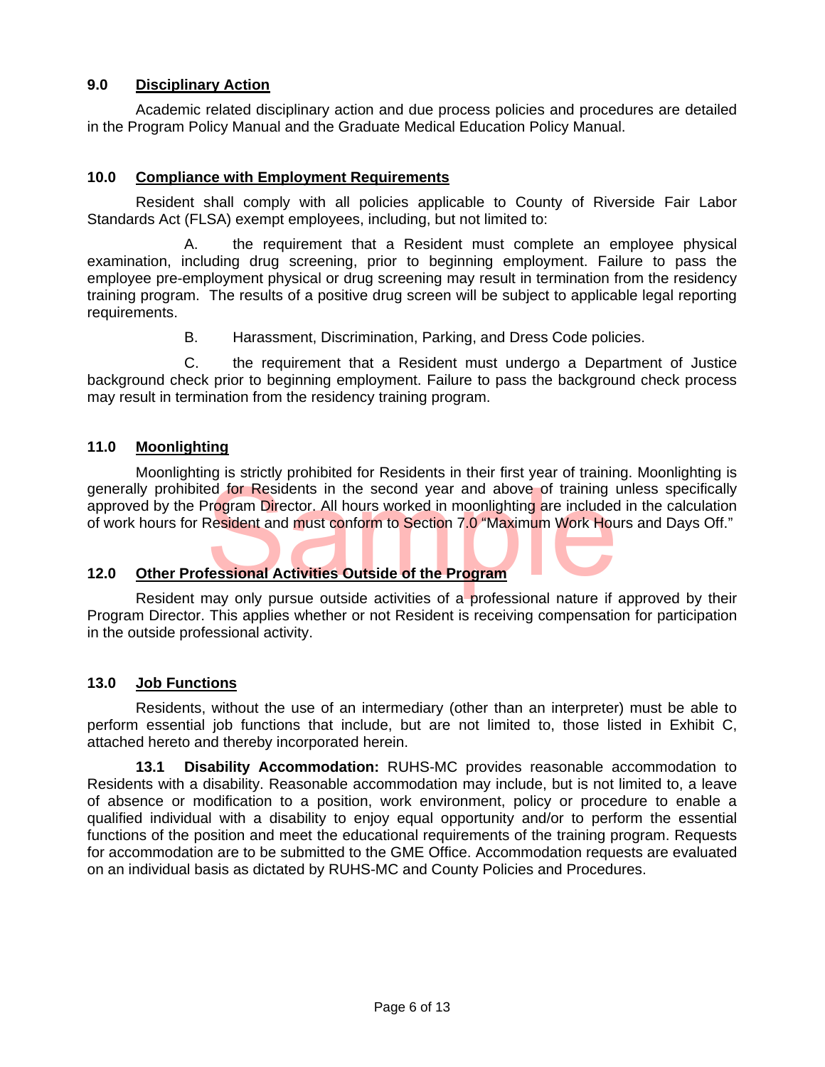## 9.0 Disciplinary Action

Academic related disciplinary action and due process policies and procedures are detailed in the Program Policy Manual and the Graduate Medical Education Policy Manual.

## 10.0 Compliance with Employment Requirements

Resident shall comply with all policies applicable to County of Riverside Fair Labor Standards Act (FLSA) exempt employees, including, but not limited to:

A. the requirement that a Resident must complete an employee physical examination, including drug screening, prior to beginning employment. Failure to pass the employee pre-employment physical or drug screening may result in termination from the residency training program. The results of a positive drug screen will be subject to applicable legal reporting requirements.

B. Harassment, Discrimination, Parking, and Dress Code policies.

C. the requirement that a Resident must undergo a Department of Justice background check prior to beginning employment. Failure to pass the background check process may result in termination from the residency training program.

## 11.0 Moonlighting

Moonlighting is strictly prohibited for Residents in their first year of training. Moonlighting is generally prohibited for Residents in the second year and above of training unless specifically approved by the Program Director. All hours worked in moonlighting are included in the calculation of work hours for Resident and must conform to Section 7.0 "Maximum Work Hours and Days Off."

## 12.0 Other Professional Activities Outside of the Program

Resident may only pursue outside activities of a professional nature if approved by their Program Director. This applies whether or not Resident is receiving compensation for participation in the outside professional activity.

## 13.0 Job Functions

Residents, without the use of an intermediary (other than an interpreter) must be able to perform essential job functions that include, but are not limited to, those listed in Exhibit C, attached hereto and thereby incorporated herein.

**13.1 Disability Accommodation:** RUHS-MC provides reasonable accommodation to Residents with a disability. Reasonable accommodation may include, but is not limited to, a leave of absence or modification to a position, work environment, policy or procedure to enable a qualified individual with a disability to enjoy equal opportunity and/or to perform the essential functions of the position and meet the educational requirements of the training program. Requests for accommodation are to be submitted to the GME Office. Accommodation requests are evaluated on an individual basis as dictated by RUHS-MC and County Policies and Procedures.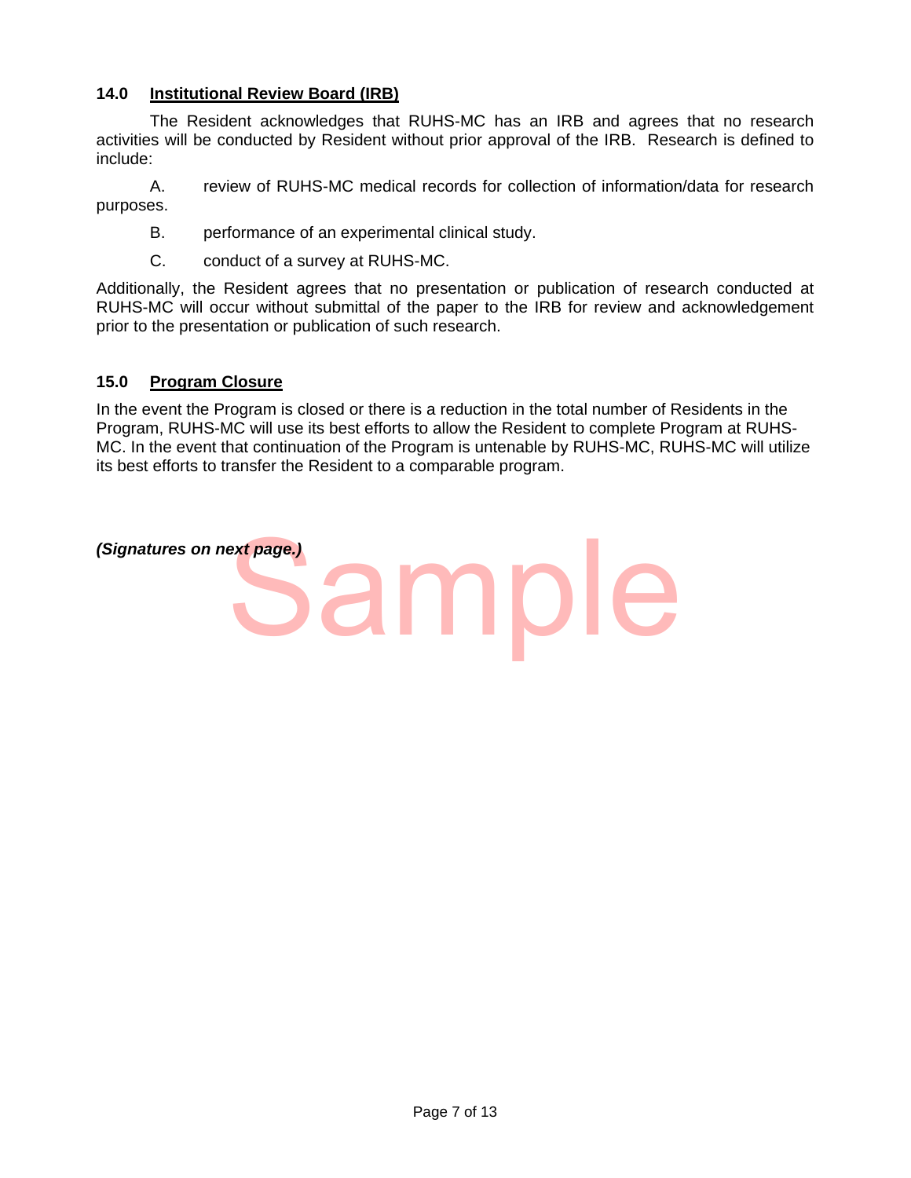### 14.0 Institutional Review Board (IRB)

The Resident acknowledges that RUHS-MC has an IRB and agrees that no research activities will be conducted by Resident without prior approval of the IRB. Research is defined to include:

A. review of RUHS-MC medical records for collection of information/data for research purposes.

B. performance of an experimental clinical study.

C. conduct of a survey at RUHS-MC.

Additionally, the Resident agrees that no presentation or publication of research conducted at RUHS-MC will occur without submittal of the paper to the IRB for review and acknowledgement prior to the presentation or publication of such research.

### 15.0 Program Closure

In the event the Program is closed or there is a reduction in the total number of Residents in the Program, RUHS-MC will use its best efforts to allow the Resident to complete Program at RUHS-MC. In the event that continuation of the Program is untenable by RUHS-MC, RUHS-MC will utilize its best efforts to transfer the Resident to a comparable program.

***(Signatures on next page.)***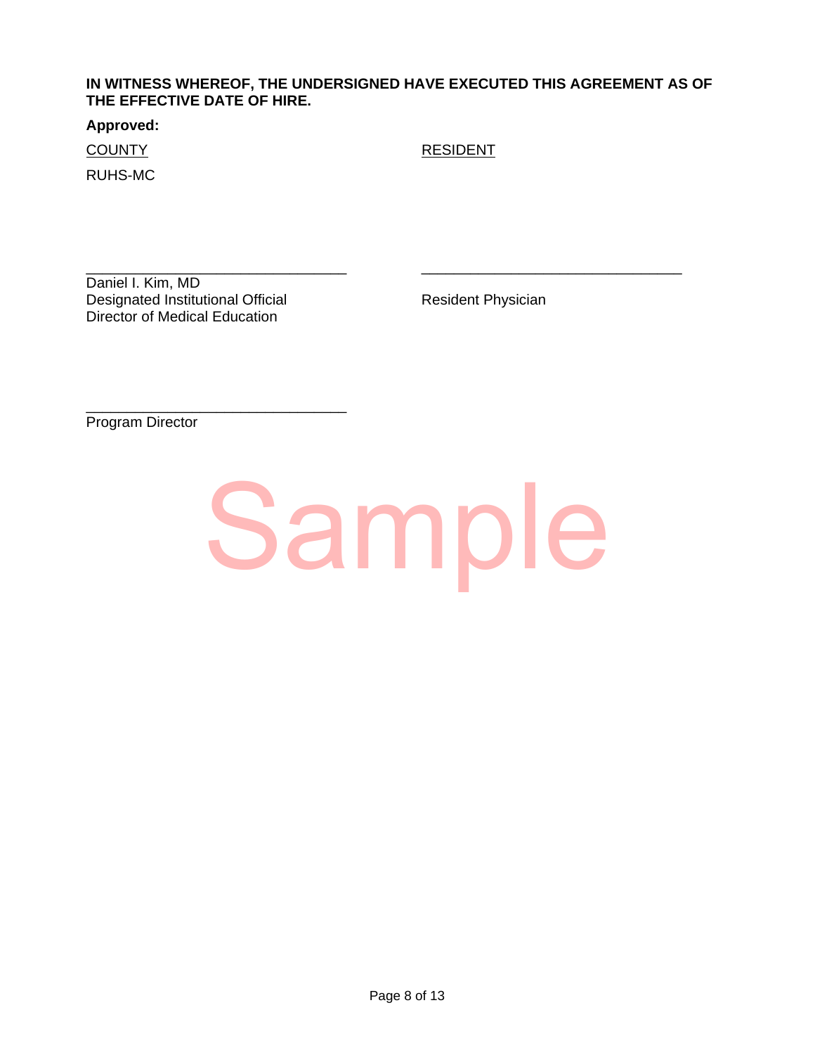**IN WITNESS WHEREOF, THE UNDERSIGNED HAVE EXECUTED THIS AGREEMENT AS OF THE EFFECTIVE DATE OF HIRE.**

**Approved:**

| COUNTY | RESIDENT |
|---|---|
| RUHS-MC | |
| \_\_\_\_\_\_\_\_\_\_\_\_\_\_\_\_\_\_\_\_\_\_\_\_\_\_\_\_\_\_\_\_ | \_\_\_\_\_\_\_\_\_\_\_\_\_\_\_\_\_\_\_\_\_\_\_\_\_\_\_\_\_\_\_\_ |
| Daniel I. Kim, MD<br>Designated Institutional Official<br>Director of Medical Education | Resident Physician |

\_\_\_\_\_\_\_\_\_\_\_\_\_\_\_\_\_\_\_\_\_\_\_\_\_\_\_\_\_\_\_\_

Program Director

Sample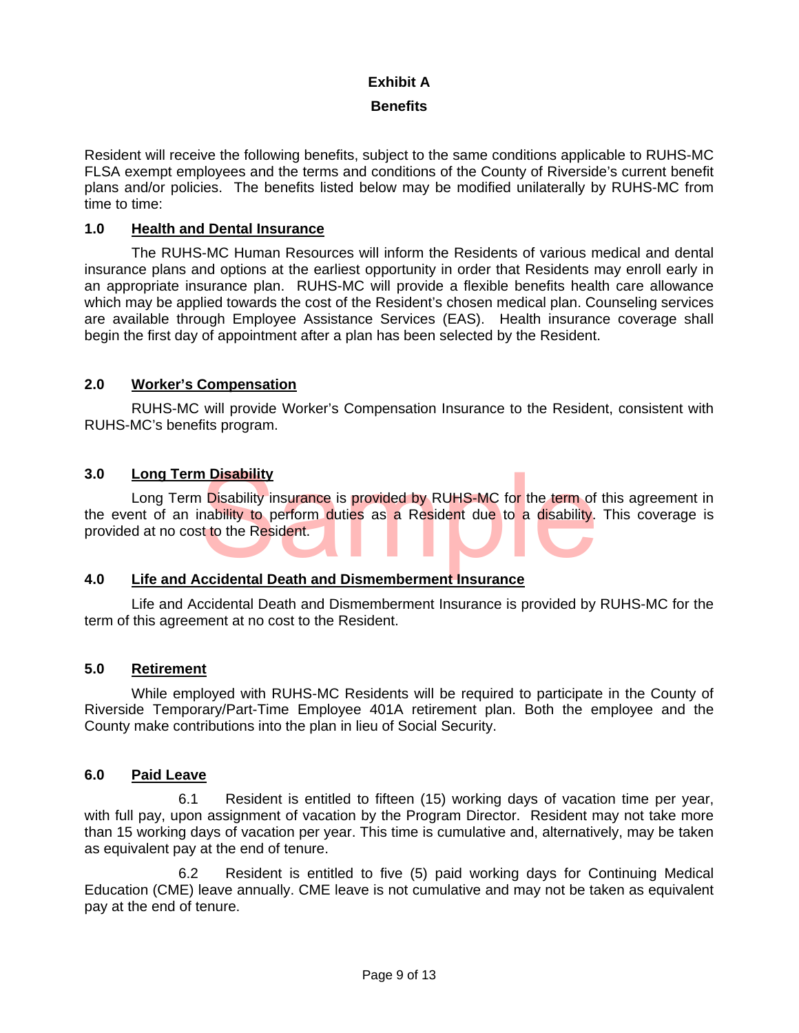# Exhibit A

## Benefits

Resident will receive the following benefits, subject to the same conditions applicable to RUHS-MC FLSA exempt employees and the terms and conditions of the County of Riverside's current benefit plans and/or policies. The benefits listed below may be modified unilaterally by RUHS-MC from time to time:

### 1.0 Health and Dental Insurance

The RUHS-MC Human Resources will inform the Residents of various medical and dental insurance plans and options at the earliest opportunity in order that Residents may enroll early in an appropriate insurance plan. RUHS-MC will provide a flexible benefits health care allowance which may be applied towards the cost of the Resident's chosen medical plan. Counseling services are available through Employee Assistance Services (EAS). Health insurance coverage shall begin the first day of appointment after a plan has been selected by the Resident.

### 2.0 Worker's Compensation

RUHS-MC will provide Worker's Compensation Insurance to the Resident, consistent with RUHS-MC's benefits program.

### 3.0 Long Term Disability

Long Term Disability insurance is provided by RUHS-MC for the term of this agreement in the event of an inability to perform duties as a Resident due to a disability. This coverage is provided at no cost to the Resident.

### 4.0 Life and Accidental Death and Dismemberment Insurance

Life and Accidental Death and Dismemberment Insurance is provided by RUHS-MC for the term of this agreement at no cost to the Resident.

### 5.0 Retirement

While employed with RUHS-MC Residents will be required to participate in the County of Riverside Temporary/Part-Time Employee 401A retirement plan. Both the employee and the County make contributions into the plan in lieu of Social Security.

### 6.0 Paid Leave

6.1 Resident is entitled to fifteen (15) working days of vacation time per year, with full pay, upon assignment of vacation by the Program Director. Resident may not take more than 15 working days of vacation per year. This time is cumulative and, alternatively, may be taken as equivalent pay at the end of tenure.

6.2 Resident is entitled to five (5) paid working days for Continuing Medical Education (CME) leave annually. CME leave is not cumulative and may not be taken as equivalent pay at the end of tenure.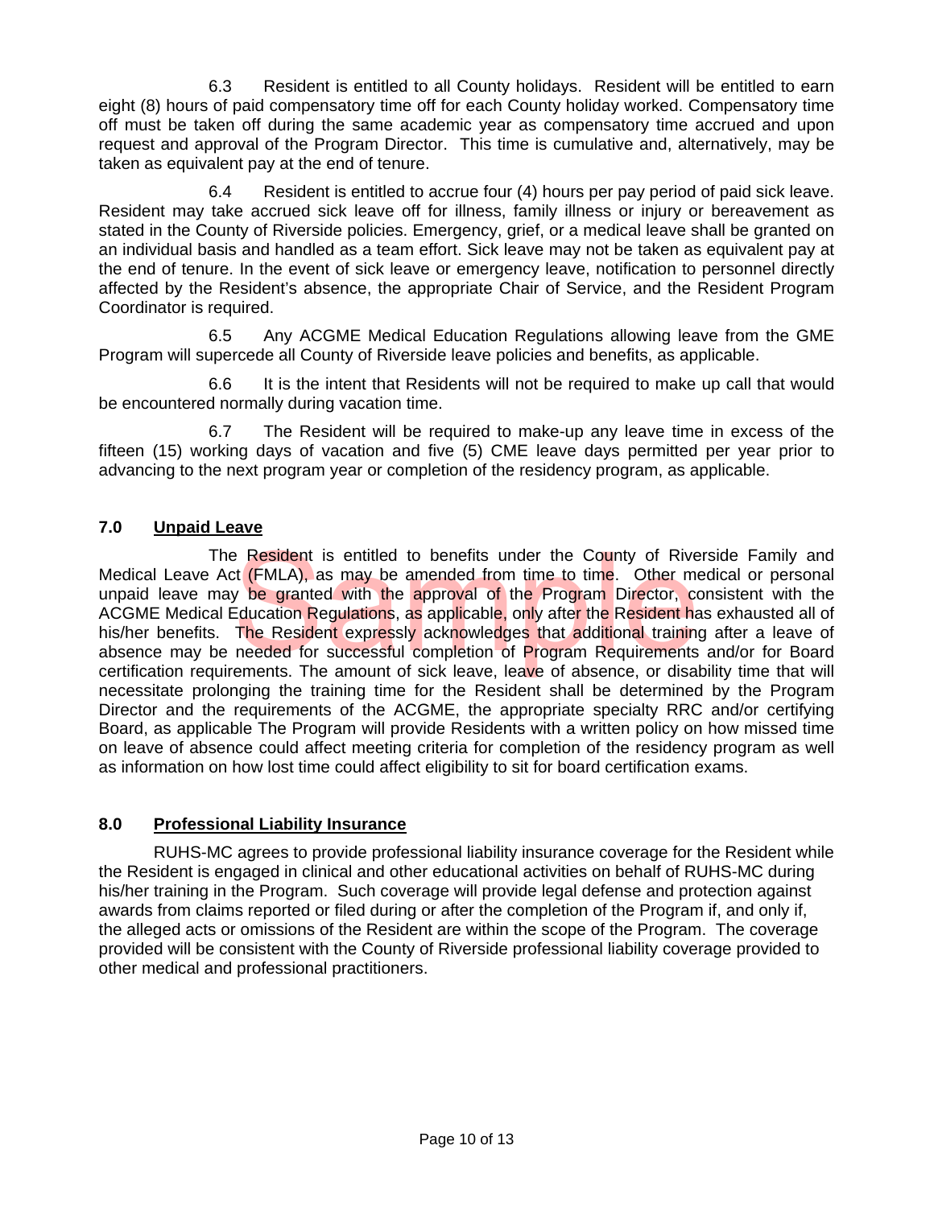6.3 Resident is entitled to all County holidays. Resident will be entitled to earn eight (8) hours of paid compensatory time off for each County holiday worked. Compensatory time off must be taken off during the same academic year as compensatory time accrued and upon request and approval of the Program Director. This time is cumulative and, alternatively, may be taken as equivalent pay at the end of tenure.

6.4 Resident is entitled to accrue four (4) hours per pay period of paid sick leave. Resident may take accrued sick leave off for illness, family illness or injury or bereavement as stated in the County of Riverside policies. Emergency, grief, or a medical leave shall be granted on an individual basis and handled as a team effort. Sick leave may not be taken as equivalent pay at the end of tenure. In the event of sick leave or emergency leave, notification to personnel directly affected by the Resident's absence, the appropriate Chair of Service, and the Resident Program Coordinator is required.

6.5 Any ACGME Medical Education Regulations allowing leave from the GME Program will supercede all County of Riverside leave policies and benefits, as applicable.

6.6 It is the intent that Residents will not be required to make up call that would be encountered normally during vacation time.

6.7 The Resident will be required to make-up any leave time in excess of the fifteen (15) working days of vacation and five (5) CME leave days permitted per year prior to advancing to the next program year or completion of the residency program, as applicable.

## 7.0 Unpaid Leave

The Resident is entitled to benefits under the County of Riverside Family and Medical Leave Act (FMLA), as may be amended from time to time. Other medical or personal unpaid leave may be granted with the approval of the Program Director, consistent with the ACGME Medical Education Regulations, as applicable, only after the Resident has exhausted all of his/her benefits. The Resident expressly acknowledges that additional training after a leave of absence may be needed for successful completion of Program Requirements and/or for Board certification requirements. The amount of sick leave, leave of absence, or disability time that will necessitate prolonging the training time for the Resident shall be determined by the Program Director and the requirements of the ACGME, the appropriate specialty RRC and/or certifying Board, as applicable The Program will provide Residents with a written policy on how missed time on leave of absence could affect meeting criteria for completion of the residency program as well as information on how lost time could affect eligibility to sit for board certification exams.

## 8.0 Professional Liability Insurance

RUHS-MC agrees to provide professional liability insurance coverage for the Resident while the Resident is engaged in clinical and other educational activities on behalf of RUHS-MC during his/her training in the Program. Such coverage will provide legal defense and protection against awards from claims reported or filed during or after the completion of the Program if, and only if, the alleged acts or omissions of the Resident are within the scope of the Program. The coverage provided will be consistent with the County of Riverside professional liability coverage provided to other medical and professional practitioners.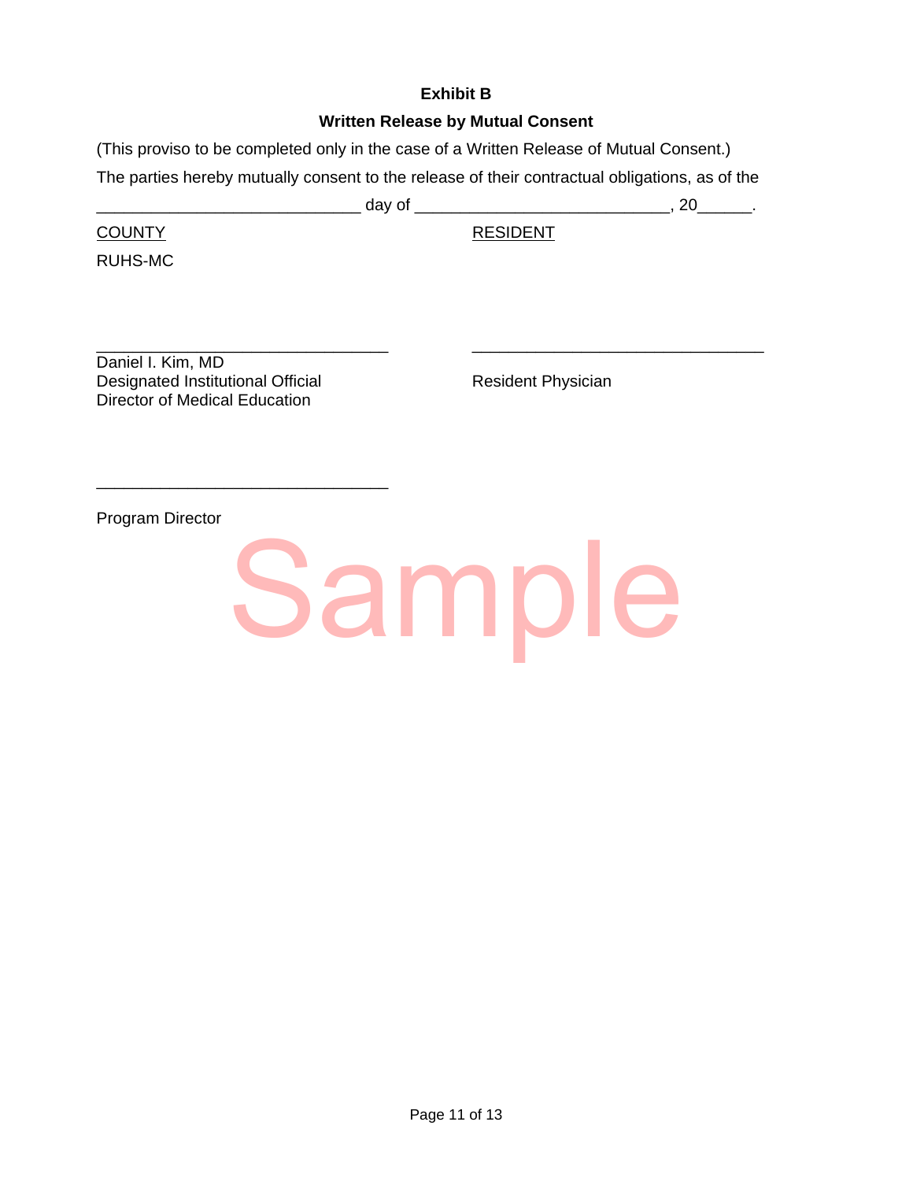**Exhibit B**

**Written Release by Mutual Consent**

(This proviso to be completed only in the case of a Written Release of Mutual Consent.)

The parties hereby mutually consent to the release of their contractual obligations, as of the _____________________________ day of ____________________________, 20______.

<u>COUNTY</u>

RUHS-MC

_________________________________

Daniel I. Kim, MD
Designated Institutional Official
Director of Medical Education

_________________________________

Program Director

<u>RESIDENT</u>

_________________________________

Resident Physician

Sample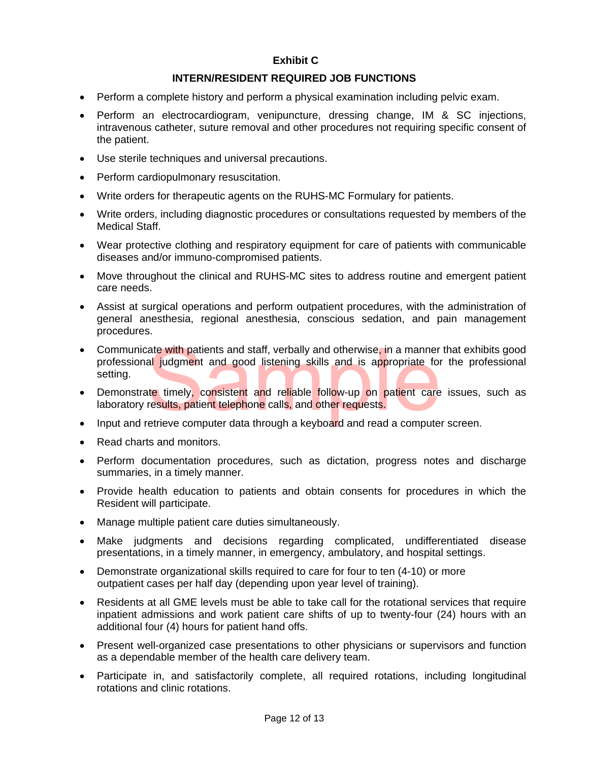## Exhibit C

## INTERN/RESIDENT REQUIRED JOB FUNCTIONS

- Perform a complete history and perform a physical examination including pelvic exam.
- Perform an electrocardiogram, venipuncture, dressing change, IM & SC injections, intravenous catheter, suture removal and other procedures not requiring specific consent of the patient.
- Use sterile techniques and universal precautions.
- Perform cardiopulmonary resuscitation.
- Write orders for therapeutic agents on the RUHS-MC Formulary for patients.
- Write orders, including diagnostic procedures or consultations requested by members of the Medical Staff.
- Wear protective clothing and respiratory equipment for care of patients with communicable diseases and/or immuno-compromised patients.
- Move throughout the clinical and RUHS-MC sites to address routine and emergent patient care needs.
- Assist at surgical operations and perform outpatient procedures, with the administration of general anesthesia, regional anesthesia, conscious sedation, and pain management procedures.
- Communicate with patients and staff, verbally and otherwise, in a manner that exhibits good professional judgment and good listening skills and is appropriate for the professional setting.
- Demonstrate timely, consistent and reliable follow-up on patient care issues, such as laboratory results, patient telephone calls, and other requests.
- Input and retrieve computer data through a keyboard and read a computer screen.
- Read charts and monitors.
- Perform documentation procedures, such as dictation, progress notes and discharge summaries, in a timely manner.
- Provide health education to patients and obtain consents for procedures in which the Resident will participate.
- Manage multiple patient care duties simultaneously.
- Make judgments and decisions regarding complicated, undifferentiated disease presentations, in a timely manner, in emergency, ambulatory, and hospital settings.
- Demonstrate organizational skills required to care for four to ten (4-10) or more outpatient cases per half day (depending upon year level of training).
- Residents at all GME levels must be able to take call for the rotational services that require inpatient admissions and work patient care shifts of up to twenty-four (24) hours with an additional four (4) hours for patient hand offs.
- Present well-organized case presentations to other physicians or supervisors and function as a dependable member of the health care delivery team.
- Participate in, and satisfactorily complete, all required rotations, including longitudinal rotations and clinic rotations.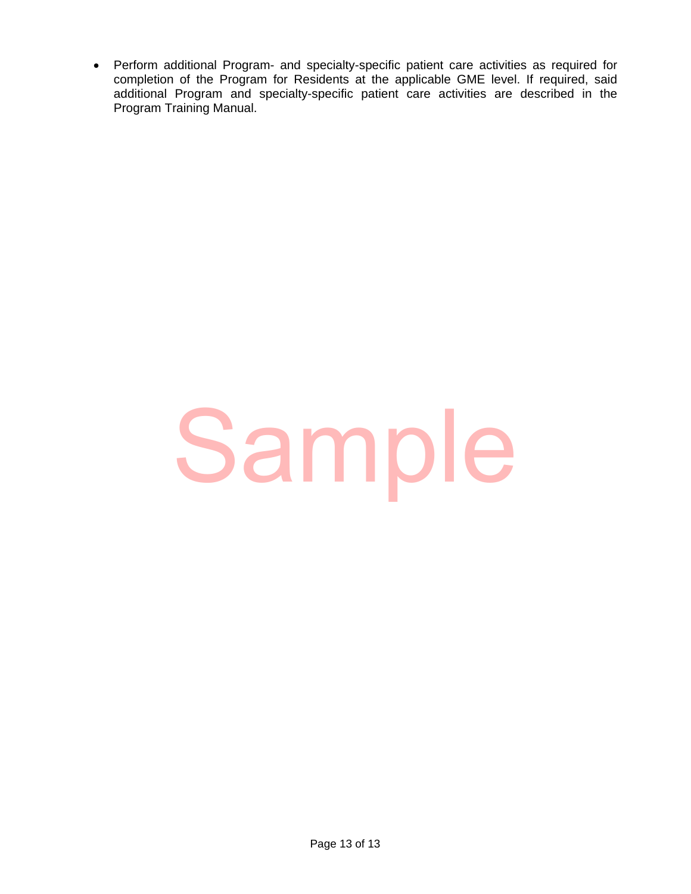- Perform additional Program- and specialty-specific patient care activities as required for completion of the Program for Residents at the applicable GME level. If required, said additional Program and specialty-specific patient care activities are described in the Program Training Manual.